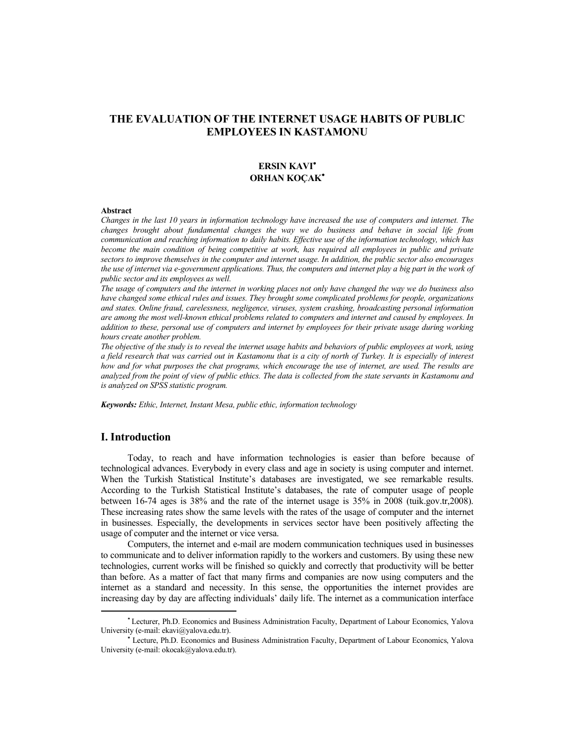# THE EVALUATION OF THE INTERNET USAGE HABITS OF PUBLIC EMPLOYEES IN KASTAMONU

**ERSIN KAVI**[*]
**ORHAN KOÇAK**[*]

**Abstract**

*Changes in the last 10 years in information technology have increased the use of computers and internet. The changes brought about fundamental changes the way we do business and behave in social life from communication and reaching information to daily habits. Effective use of the information technology, which has become the main condition of being competitive at work, has required all employees in public and private sectors to improve themselves in the computer and internet usage. In addition, the public sector also encourages the use of internet via e-government applications. Thus, the computers and internet play a big part in the work of public sector and its employees as well.*

*The usage of computers and the internet in working places not only have changed the way we do business also have changed some ethical rules and issues. They brought some complicated problems for people, organizations and states. Online fraud, carelessness, negligence, viruses, system crashing, broadcasting personal information are among the most well-known ethical problems related to computers and internet and caused by employees. In addition to these, personal use of computers and internet by employees for their private usage during working hours create another problem.*

*The objective of the study is to reveal the internet usage habits and behaviors of public employees at work, using a field research that was carried out in Kastamonu that is a city of north of Turkey. It is especially of interest how and for what purposes the chat programs, which encourage the use of internet, are used. The results are analyzed from the point of view of public ethics. The data is collected from the state servants in Kastamonu and is analyzed on SPSS statistic program.*

***Keywords:*** *Ethic, Internet, Instant Mesa, public ethic, information technology*

## I. Introduction

Today, to reach and have information technologies is easier than before because of technological advances. Everybody in every class and age in society is using computer and internet. When the Turkish Statistical Institute's databases are investigated, we see remarkable results. According to the Turkish Statistical Institute's databases, the rate of computer usage of people between 16-74 ages is 38% and the rate of the internet usage is 35% in 2008 (tuik.gov.tr,2008). These increasing rates show the same levels with the rates of the usage of computer and the internet in businesses. Especially, the developments in services sector have been positively affecting the usage of computer and the internet or vice versa.

Computers, the internet and e-mail are modern communication techniques used in businesses to communicate and to deliver information rapidly to the workers and customers. By using these new technologies, current works will be finished so quickly and correctly that productivity will be better than before. As a matter of fact that many firms and companies are now using computers and the internet as a standard and necessity. In this sense, the opportunities the internet provides are increasing day by day are affecting individuals' daily life. The internet as a communication interface

---

[*] Lecturer, Ph.D. Economics and Business Administration Faculty, Department of Labour Economics, Yalova University (e-mail: ekavi@yalova.edu.tr).

[*] Lecture, Ph.D. Economics and Business Administration Faculty, Department of Labour Economics, Yalova University (e-mail: okocak@yalova.edu.tr).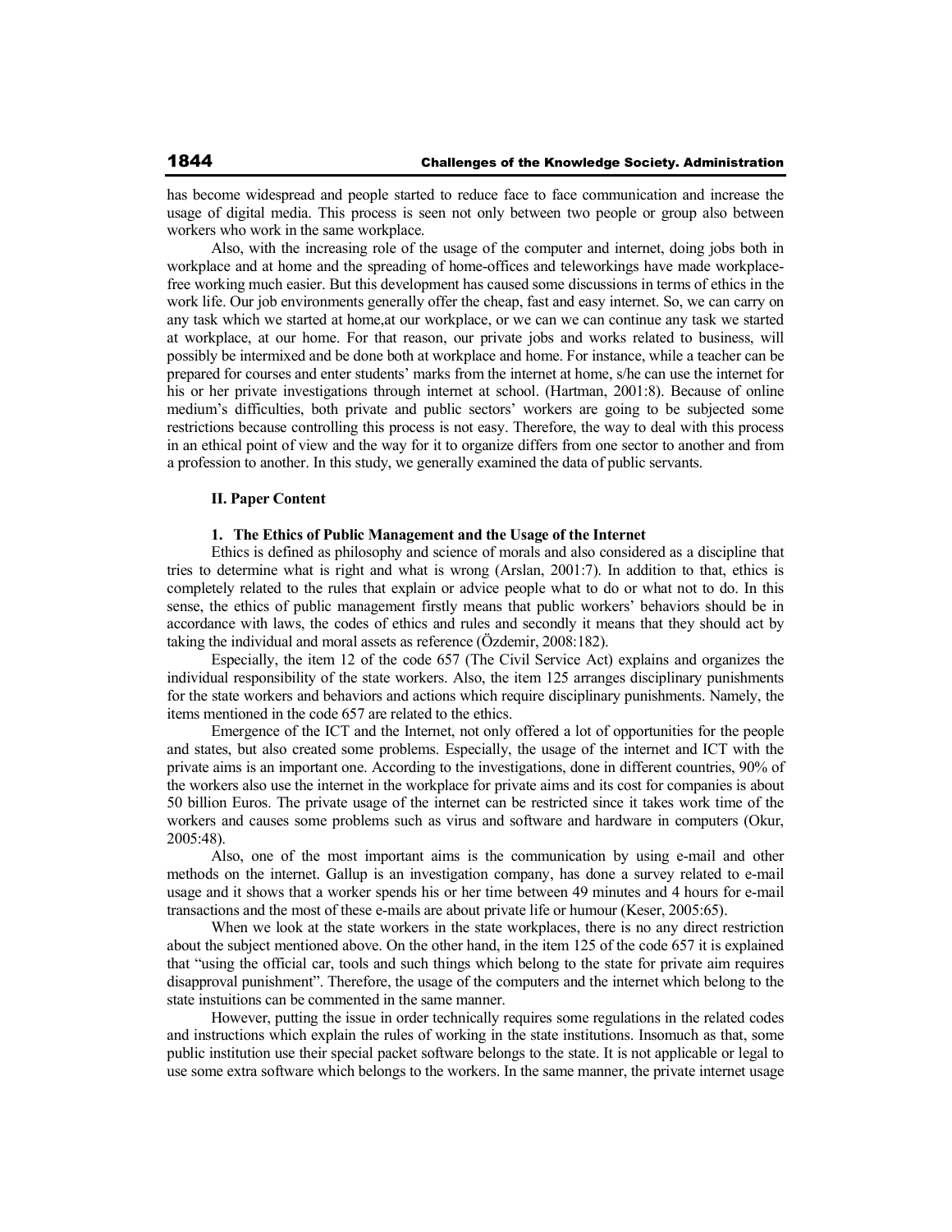has become widespread and people started to reduce face to face communication and increase the usage of digital media. This process is seen not only between two people or group also between workers who work in the same workplace.

Also, with the increasing role of the usage of the computer and internet, doing jobs both in workplace and at home and the spreading of home-offices and teleworkings have made workplace-free working much easier. But this development has caused some discussions in terms of ethics in the work life. Our job environments generally offer the cheap, fast and easy internet. So, we can carry on any task which we started at home,at our workplace, or we can we can continue any task we started at workplace, at our home. For that reason, our private jobs and works related to business, will possibly be intermixed and be done both at workplace and home. For instance, while a teacher can be prepared for courses and enter students' marks from the internet at home, s/he can use the internet for his or her private investigations through internet at school. (Hartman, 2001:8). Because of online medium's difficulties, both private and public sectors' workers are going to be subjected some restrictions because controlling this process is not easy. Therefore, the way to deal with this process in an ethical point of view and the way for it to organize differs from one sector to another and from a profession to another. In this study, we generally examined the data of public servants.

## II. Paper Content

### 1. The Ethics of Public Management and the Usage of the Internet

Ethics is defined as philosophy and science of morals and also considered as a discipline that tries to determine what is right and what is wrong (Arslan, 2001:7). In addition to that, ethics is completely related to the rules that explain or advice people what to do or what not to do. In this sense, the ethics of public management firstly means that public workers' behaviors should be in accordance with laws, the codes of ethics and rules and secondly it means that they should act by taking the individual and moral assets as reference (Özdemir, 2008:182).

Especially, the item 12 of the code 657 (The Civil Service Act) explains and organizes the individual responsibility of the state workers. Also, the item 125 arranges disciplinary punishments for the state workers and behaviors and actions which require disciplinary punishments. Namely, the items mentioned in the code 657 are related to the ethics.

Emergence of the ICT and the Internet, not only offered a lot of opportunities for the people and states, but also created some problems. Especially, the usage of the internet and ICT with the private aims is an important one. According to the investigations, done in different countries, 90% of the workers also use the internet in the workplace for private aims and its cost for companies is about 50 billion Euros. The private usage of the internet can be restricted since it takes work time of the workers and causes some problems such as virus and software and hardware in computers (Okur, 2005:48).

Also, one of the most important aims is the communication by using e-mail and other methods on the internet. Gallup is an investigation company, has done a survey related to e-mail usage and it shows that a worker spends his or her time between 49 minutes and 4 hours for e-mail transactions and the most of these e-mails are about private life or humour (Keser, 2005:65).

When we look at the state workers in the state workplaces, there is no any direct restriction about the subject mentioned above. On the other hand, in the item 125 of the code 657 it is explained that "using the official car, tools and such things which belong to the state for private aim requires disapproval punishment". Therefore, the usage of the computers and the internet which belong to the state insituitions can be commented in the same manner.

However, putting the issue in order technically requires some regulations in the related codes and instructions which explain the rules of working in the state institutions. Insomuch as that, some public institution use their special packet software belongs to the state. It is not applicable or legal to use some extra software which belongs to the workers. In the same manner, the private internet usage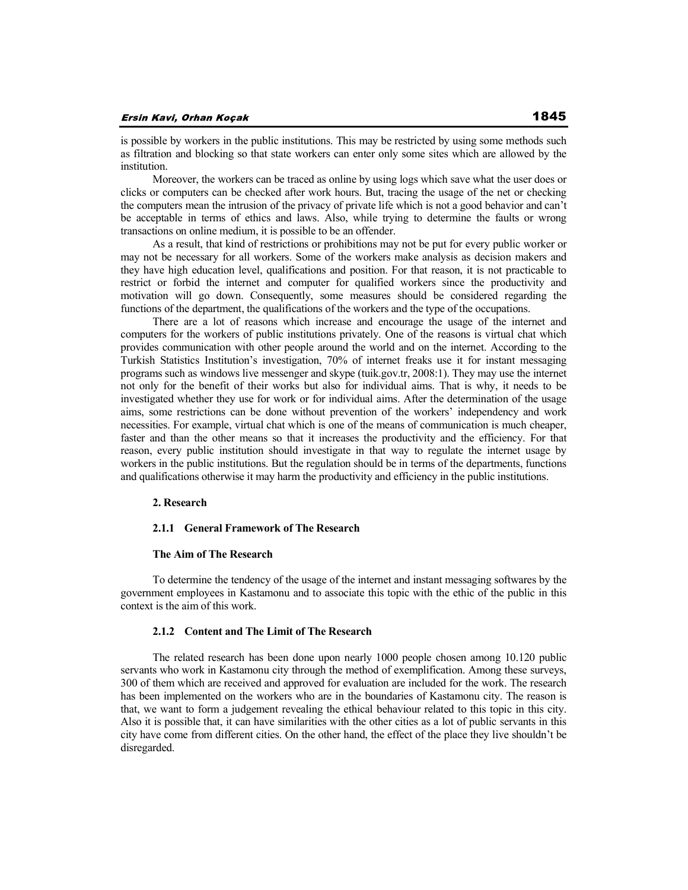is possible by workers in the public institutions. This may be restricted by using some methods such as filtration and blocking so that state workers can enter only some sites which are allowed by the institution.

Moreover, the workers can be traced as online by using logs which save what the user does or clicks or computers can be checked after work hours. But, tracing the usage of the net or checking the computers mean the intrusion of the privacy of private life which is not a good behavior and can't be acceptable in terms of ethics and laws. Also, while trying to determine the faults or wrong transactions on online medium, it is possible to be an offender.

As a result, that kind of restrictions or prohibitions may not be put for every public worker or may not be necessary for all workers. Some of the workers make analysis as decision makers and they have high education level, qualifications and position. For that reason, it is not practicable to restrict or forbid the internet and computer for qualified workers since the productivity and motivation will go down. Consequently, some measures should be considered regarding the functions of the department, the qualifications of the workers and the type of the occupations.

There are a lot of reasons which increase and encourage the usage of the internet and computers for the workers of public institutions privately. One of the reasons is virtual chat which provides communication with other people around the world and on the internet. According to the Turkish Statistics Institution's investigation, 70% of internet freaks use it for instant messaging programs such as windows live messenger and skype (tuik.gov.tr, 2008:1). They may use the internet not only for the benefit of their works but also for individual aims. That is why, it needs to be investigated whether they use for work or for individual aims. After the determination of the usage aims, some restrictions can be done without prevention of the workers' independency and work necessities. For example, virtual chat which is one of the means of communication is much cheaper, faster and than the other means so that it increases the productivity and the efficiency. For that reason, every public institution should investigate in that way to regulate the internet usage by workers in the public institutions. But the regulation should be in terms of the departments, functions and qualifications otherwise it may harm the productivity and efficiency in the public institutions.

## 2. Research

### 2.1.1 General Framework of The Research

#### The Aim of The Research

To determine the tendency of the usage of the internet and instant messaging softwares by the government employees in Kastamonu and to associate this topic with the ethic of the public in this context is the aim of this work.

### 2.1.2 Content and The Limit of The Research

The related research has been done upon nearly 1000 people chosen among 10.120 public servants who work in Kastamonu city through the method of exemplification. Among these surveys, 300 of them which are received and approved for evaluation are included for the work. The research has been implemented on the workers who are in the boundaries of Kastamonu city. The reason is that, we want to form a judgement revealing the ethical behaviour related to this topic in this city. Also it is possible that, it can have similarities with the other cities as a lot of public servants in this city have come from different cities. On the other hand, the effect of the place they live shouldn't be disregarded.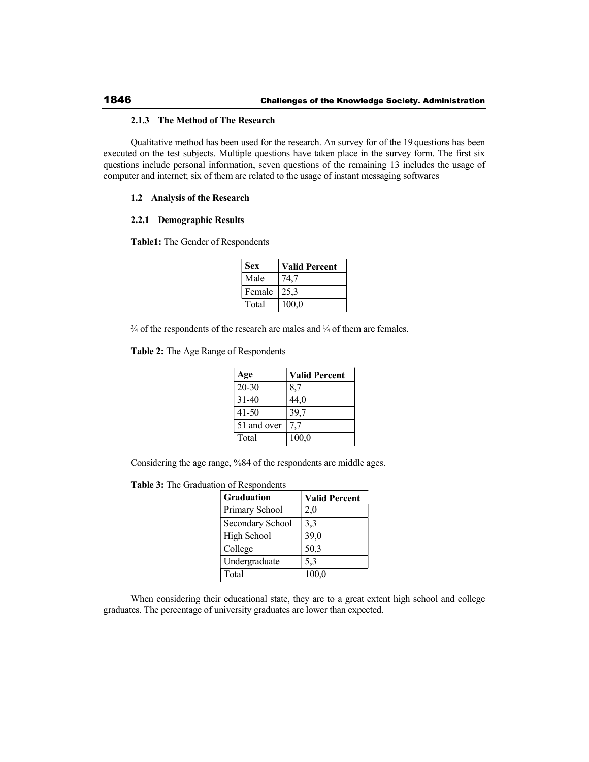#### 2.1.3 The Method of The Research

Qualitative method has been used for the research. An survey for of the 19 questions has been executed on the test subjects. Multiple questions have taken place in the survey form. The first six questions include personal information, seven questions of the remaining 13 includes the usage of computer and internet; six of them are related to the usage of instant messaging softwares

### 1.2 Analysis of the Research

#### 2.2.1 Demographic Results

**Table1:** The Gender of Respondents

| Sex | Valid Percent |
|---|---|
| Male | 74,7 |
| Female | 25,3 |
| Total | 100,0 |

¾ of the respondents of the research are males and ¼ of them are females.

**Table 2:** The Age Range of Respondents

| Age | Valid Percent |
|---|---|
| 20-30 | 8,7 |
| 31-40 | 44,0 |
| 41-50 | 39,7 |
| 51 and over | 7,7 |
| Total | 100,0 |

Considering the age range, %84 of the respondents are middle ages.

**Table 3:** The Graduation of Respondents

| Graduation | Valid Percent |
|---|---|
| Primary School | 2,0 |
| Secondary School | 3,3 |
| High School | 39,0 |
| College | 50,3 |
| Undergraduate | 5,3 |
| Total | 100,0 |

When considering their educational state, they are to a great extent high school and college graduates. The percentage of university graduates are lower than expected.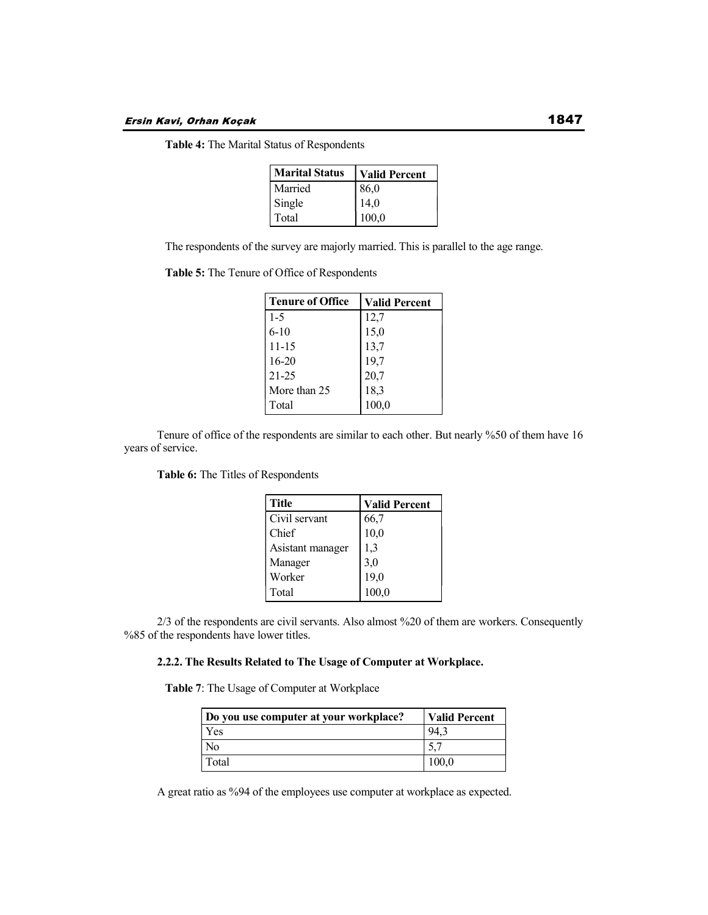**Table 4:** The Marital Status of Respondents

| Marital Status | Valid Percent |
|---|---|
| Married | 86,0 |
| Single | 14,0 |
| Total | 100,0 |

The respondents of the survey are majorly married. This is parallel to the age range.

**Table 5:** The Tenure of Office of Respondents

| Tenure of Office | Valid Percent |
|---|---|
| 1-5 | 12,7 |
| 6-10 | 15,0 |
| 11-15 | 13,7 |
| 16-20 | 19,7 |
| 21-25 | 20,7 |
| More than 25 | 18,3 |
| Total | 100,0 |

Tenure of office of the respondents are similar to each other. But nearly %50 of them have 16 years of service.

**Table 6:** The Titles of Respondents

| Title | Valid Percent |
|---|---|
| Civil servant | 66,7 |
| Chief | 10,0 |
| Asistant manager | 1,3 |
| Manager | 3,0 |
| Worker | 19,0 |
| Total | 100,0 |

2/3 of the respondents are civil servants. Also almost %20 of them are workers. Consequently %85 of the respondents have lower titles.

#### 2.2.2. The Results Related to The Usage of Computer at Workplace.

**Table 7**: The Usage of Computer at Workplace

| Do you use computer at your workplace? | Valid Percent |
|---|---|
| Yes | 94,3 |
| No | 5,7 |
| Total | 100,0 |

A great ratio as %94 of the employees use computer at workplace as expected.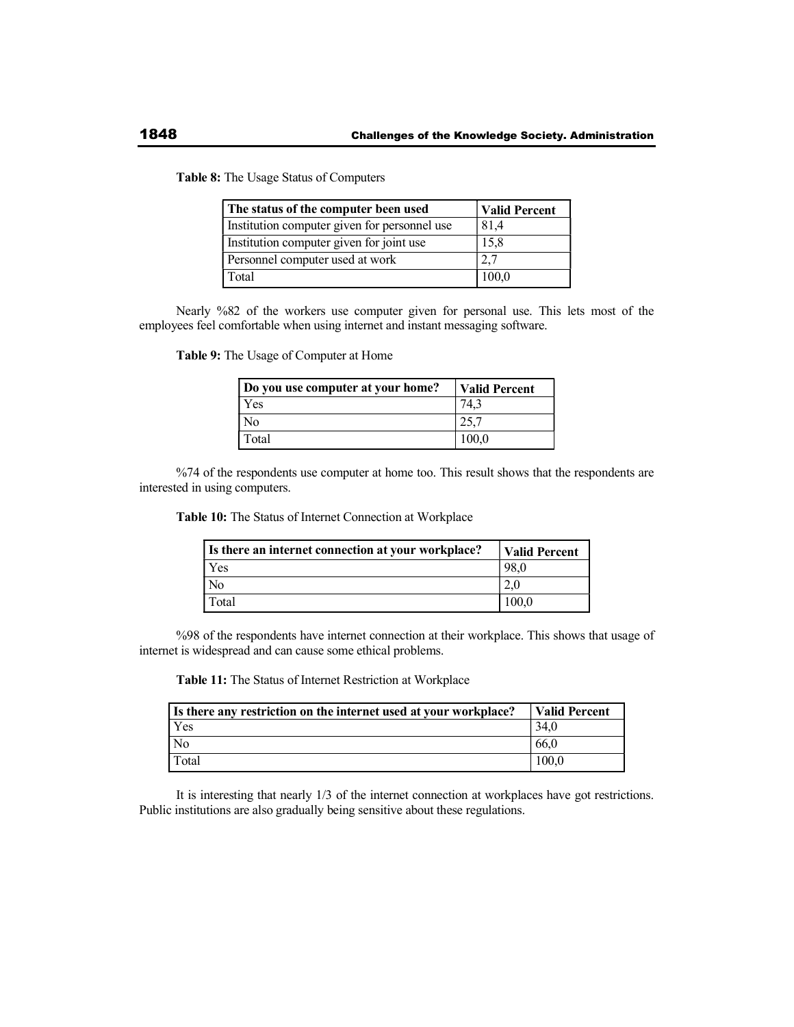**Table 8:** The Usage Status of Computers

| The status of the computer been used | Valid Percent |
| --- | --- |
| Institution computer given for personnel use | 81,4 |
| Institution computer given for joint use | 15,8 |
| Personnel computer used at work | 2,7 |
| Total | 100,0 |

Nearly %82 of the workers use computer given for personal use. This lets most of the employees feel comfortable when using internet and instant messaging software.

**Table 9:** The Usage of Computer at Home

| Do you use computer at your home? | Valid Percent |
| --- | --- |
| Yes | 74,3 |
| No | 25,7 |
| Total | 100,0 |

%74 of the respondents use computer at home too. This result shows that the respondents are interested in using computers.

**Table 10:** The Status of Internet Connection at Workplace

| Is there an internet connection at your workplace? | Valid Percent |
| --- | --- |
| Yes | 98,0 |
| No | 2,0 |
| Total | 100,0 |

%98 of the respondents have internet connection at their workplace. This shows that usage of internet is widespread and can cause some ethical problems.

**Table 11:** The Status of Internet Restriction at Workplace

| Is there any restriction on the internet used at your workplace? | Valid Percent |
| --- | --- |
| Yes | 34,0 |
| No | 66,0 |
| Total | 100,0 |

It is interesting that nearly 1/3 of the internet connection at workplaces have got restrictions. Public institutions are also gradually being sensitive about these regulations.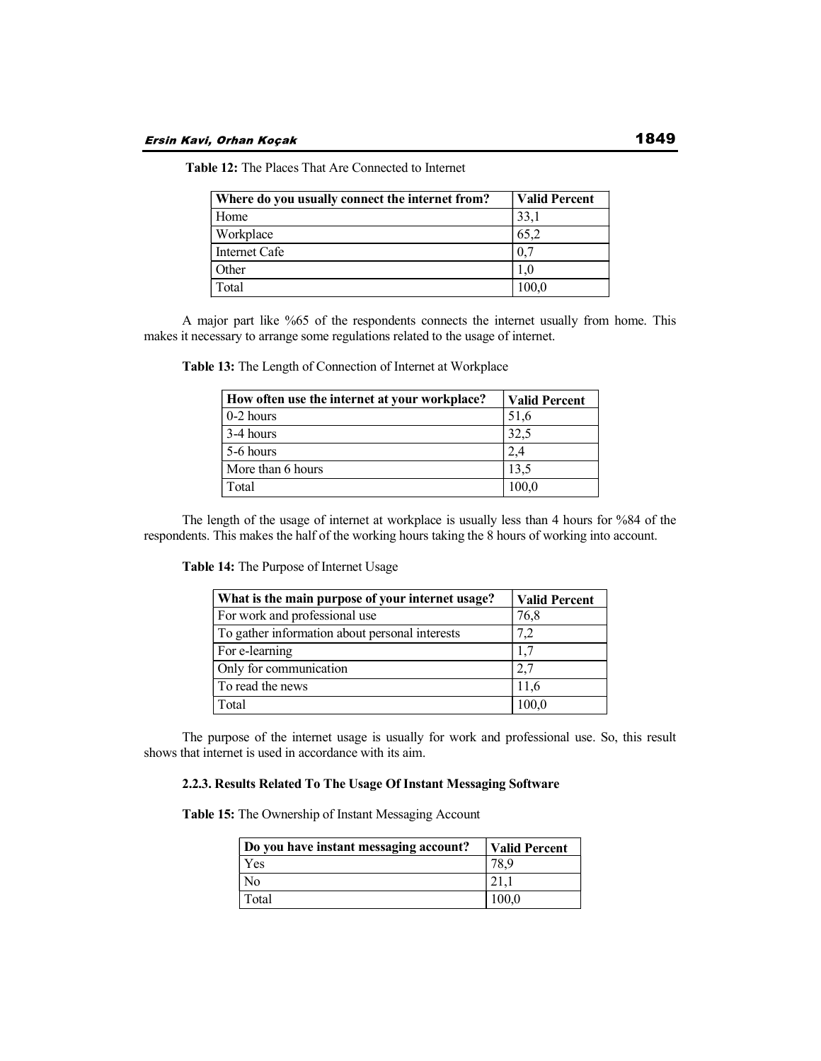**Table 12:** The Places That Are Connected to Internet

| Where do you usually connect the internet from? | Valid Percent |
|---|---|
| Home | 33,1 |
| Workplace | 65,2 |
| Internet Cafe | 0,7 |
| Other | 1,0 |
| Total | 100,0 |

A major part like %65 of the respondents connects the internet usually from home. This makes it necessary to arrange some regulations related to the usage of internet.

**Table 13:** The Length of Connection of Internet at Workplace

| How often use the internet at your workplace? | Valid Percent |
|---|---|
| 0-2 hours | 51,6 |
| 3-4 hours | 32,5 |
| 5-6 hours | 2,4 |
| More than 6 hours | 13,5 |
| Total | 100,0 |

The length of the usage of internet at workplace is usually less than 4 hours for %84 of the respondents. This makes the half of the working hours taking the 8 hours of working into account.

**Table 14:** The Purpose of Internet Usage

| What is the main purpose of your internet usage? | Valid Percent |
|---|---|
| For work and professional use | 76,8 |
| To gather information about personal interests | 7,2 |
| For e-learning | 1,7 |
| Only for communication | 2,7 |
| To read the news | 11,6 |
| Total | 100,0 |

The purpose of the internet usage is usually for work and professional use. So, this result shows that internet is used in accordance with its aim.

#### 2.2.3. Results Related To The Usage Of Instant Messaging Software

**Table 15:** The Ownership of Instant Messaging Account

| Do you have instant messaging account? | Valid Percent |
|---|---|
| Yes | 78,9 |
| No | 21,1 |
| Total | 100,0 |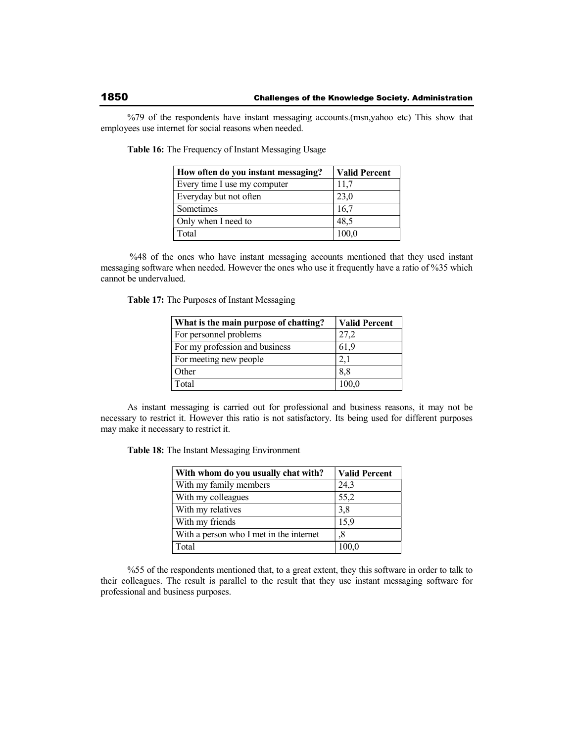%79 of the respondents have instant messaging accounts.(msn,yahoo etc) This show that employees use internet for social reasons when needed.

**Table 16:** The Frequency of Instant Messaging Usage

| How often do you instant messaging? | Valid Percent |
| --- | --- |
| Every time I use my computer | 11,7 |
| Everyday but not often | 23,0 |
| Sometimes | 16,7 |
| Only when I need to | 48,5 |
| Total | 100,0 |

%48 of the ones who have instant messaging accounts mentioned that they used instant messaging software when needed. However the ones who use it frequently have a ratio of %35 which cannot be undervalued.

**Table 17:** The Purposes of Instant Messaging

| What is the main purpose of chatting? | Valid Percent |
| --- | --- |
| For personnel problems | 27,2 |
| For my profession and business | 61,9 |
| For meeting new people | 2,1 |
| Other | 8,8 |
| Total | 100,0 |

As instant messaging is carried out for professional and business reasons, it may not be necessary to restrict it. However this ratio is not satisfactory. Its being used for different purposes may make it necessary to restrict it.

**Table 18:** The Instant Messaging Environment

| With whom do you usually chat with? | Valid Percent |
| --- | --- |
| With my family members | 24,3 |
| With my colleagues | 55,2 |
| With my relatives | 3,8 |
| With my friends | 15,9 |
| With a person who I met in the internet | ,8 |
| Total | 100,0 |

%55 of the respondents mentioned that, to a great extent, they this software in order to talk to their colleagues. The result is parallel to the result that they use instant messaging software for professional and business purposes.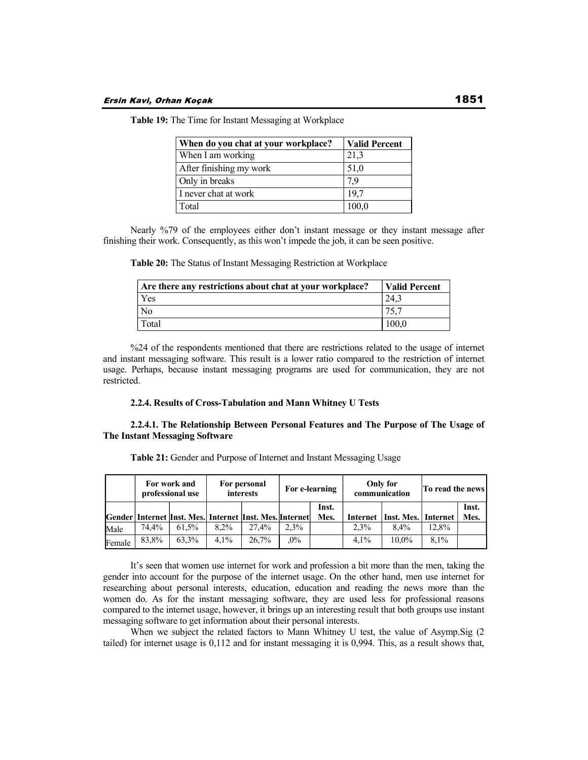**Table 19:** The Time for Instant Messaging at Workplace

| When do you chat at your workplace? | Valid Percent |
|---|---|
| When I am working | 21,3 |
| After finishing my work | 51,0 |
| Only in breaks | 7,9 |
| I never chat at work | 19,7 |
| Total | 100,0 |

Nearly %79 of the employees either don't instant message or they instant message after finishing their work. Consequently, as this won't impede the job, it can be seen positive.

**Table 20:** The Status of Instant Messaging Restriction at Workplace

| Are there any restrictions about chat at your workplace? | Valid Percent |
|---|---|
| Yes | 24,3 |
| No | 75,7 |
| Total | 100,0 |

%24 of the respondents mentioned that there are restrictions related to the usage of internet and instant messaging software. This result is a lower ratio compared to the restriction of internet usage. Perhaps, because instant messaging programs are used for communication, they are not restricted.

#### 2.2.4. Results of Cross-Tabulation and Mann Whitney U Tests

##### 2.2.4.1. The Relationship Between Personal Features and The Purpose of The Usage of The Instant Messaging Software

**Table 21:** Gender and Purpose of Internet and Instant Messaging Usage

| | For work and professional use | | For personal interests | | For e-learning | | Only for communication | | To read the news | |
|---|---|---|---|---|---|---|---|---|---|---|
| Gender | Internet | Inst. Mes. | Internet | Inst. Mes. | Internet | Inst. Mes. | Internet | Inst. Mes. | Internet | Inst. Mes. |
| Male | 74,4% | 61,5% | 8,2% | 27,4% | 2,3% | | 2,3% | 8,4% | 12,8% | |
| Female | 83,8% | 63,3% | 4,1% | 26,7% | ,0% | | 4,1% | 10,0% | 8,1% | |

It's seen that women use internet for work and profession a bit more than the men, taking the gender into account for the purpose of the internet usage. On the other hand, men use internet for researching about personal interests, education, education and reading the news more than the women do. As for the instant messaging software, they are used less for professional reasons compared to the internet usage, however, it brings up an interesting result that both groups use instant messaging software to get information about their personal interests.

When we subject the related factors to Mann Whitney U test, the value of Asymp.Sig (2 tailed) for internet usage is 0,112 and for instant messaging it is 0,994. This, as a result shows that,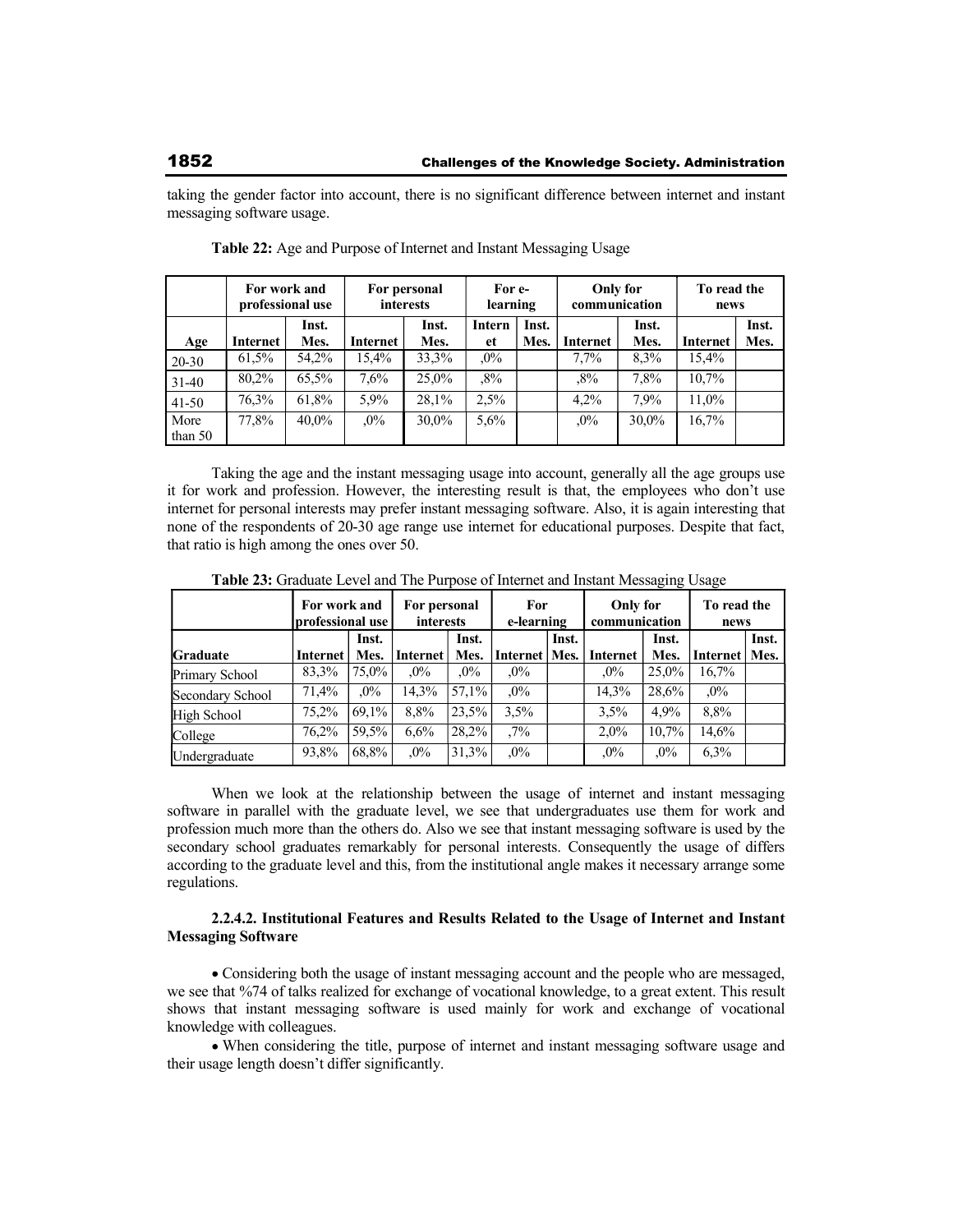taking the gender factor into account, there is no significant difference between internet and instant messaging software usage.

**Table 22:** Age and Purpose of Internet and Instant Messaging Usage

| | For work and professional use | | For personal interests | | For e-learning | | Only for communication | | To read the news | |
|---|---|---|---|---|---|---|---|---|---|---|
| Age | Internet | Inst. Mes. | Internet | Inst. Mes. | Internet | Inst. Mes. | Internet | Inst. Mes. | Internet | Inst. Mes. |
| 20-30 | 61,5% | 54,2% | 15,4% | 33,3% | ,0% | | 7,7% | 8,3% | 15,4% | |
| 31-40 | 80,2% | 65,5% | 7,6% | 25,0% | ,8% | | ,8% | 7,8% | 10,7% | |
| 41-50 | 76,3% | 61,8% | 5,9% | 28,1% | 2,5% | | 4,2% | 7,9% | 11,0% | |
| More than 50 | 77,8% | 40,0% | ,0% | 30,0% | 5,6% | | ,0% | 30,0% | 16,7% | |

Taking the age and the instant messaging usage into account, generally all the age groups use it for work and profession. However, the interesting result is that, the employees who don't use internet for personal interests may prefer instant messaging software. Also, it is again interesting that none of the respondents of 20-30 age range use internet for educational purposes. Despite that fact, that ratio is high among the ones over 50.

**Table 23:** Graduate Level and The Purpose of Internet and Instant Messaging Usage

| | For work and professional use | | For personal interests | | For e-learning | | Only for communication | | To read the news | |
|---|---|---|---|---|---|---|---|---|---|---|
| Graduate | Internet | Inst. Mes. | Internet | Inst. Mes. | Internet | Inst. Mes. | Internet | Inst. Mes. | Internet | Inst. Mes. |
| Primary School | 83,3% | 75,0% | ,0% | ,0% | ,0% | | ,0% | 25,0% | 16,7% | |
| Secondary School | 71,4% | ,0% | 14,3% | 57,1% | ,0% | | 14,3% | 28,6% | ,0% | |
| High School | 75,2% | 69,1% | 8,8% | 23,5% | 3,5% | | 3,5% | 4,9% | 8,8% | |
| College | 76,2% | 59,5% | 6,6% | 28,2% | ,7% | | 2,0% | 10,7% | 14,6% | |
| Undergraduate | 93,8% | 68,8% | ,0% | 31,3% | ,0% | | ,0% | ,0% | 6,3% | |

When we look at the relationship between the usage of internet and instant messaging software in parallel with the graduate level, we see that undergraduates use them for work and profession much more than the others do. Also we see that instant messaging software is used by the secondary school graduates remarkably for personal interests. Consequently the usage of differs according to the graduate level and this, from the institutional angle makes it necessary arrange some regulations.

#### 2.2.4.2. Institutional Features and Results Related to the Usage of Internet and Instant Messaging Software

- Considering both the usage of instant messaging account and the people who are messaged, we see that %74 of talks realized for exchange of vocational knowledge, to a great extent. This result shows that instant messaging software is used mainly for work and exchange of vocational knowledge with colleagues.
- When considering the title, purpose of internet and instant messaging software usage and their usage length doesn't differ significantly.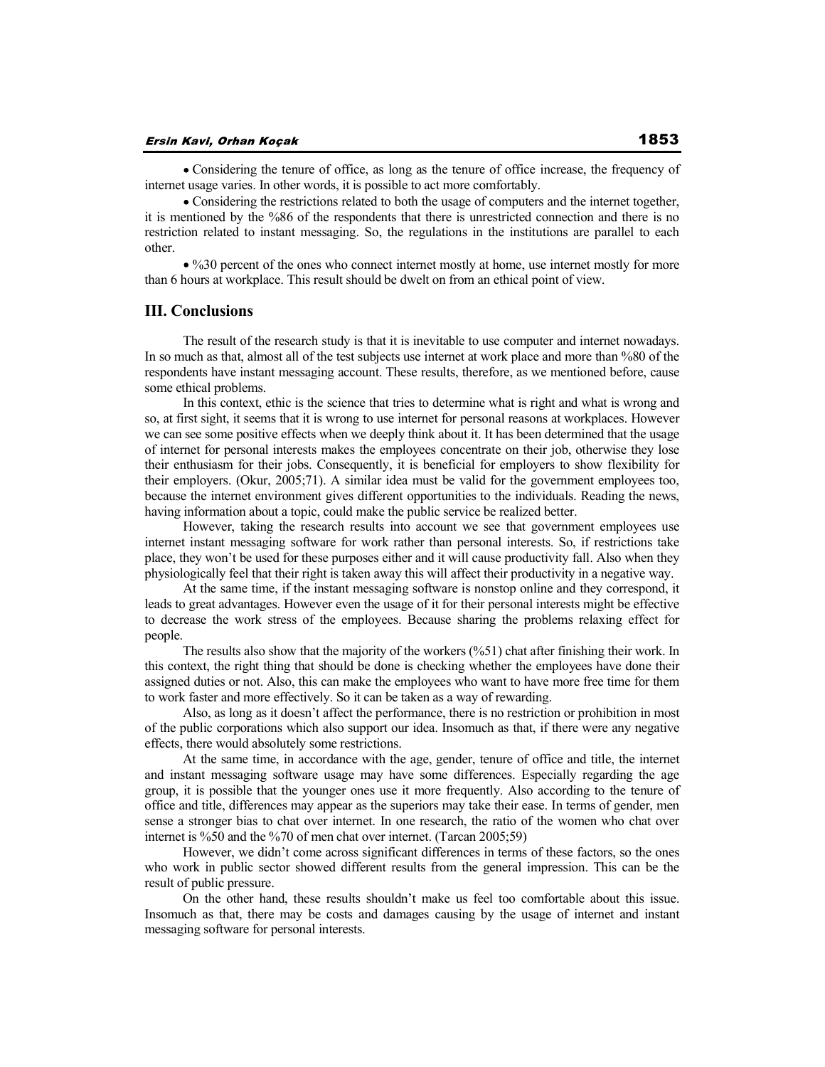- Considering the tenure of office, as long as the tenure of office increase, the frequency of internet usage varies. In other words, it is possible to act more comfortably.
- Considering the restrictions related to both the usage of computers and the internet together, it is mentioned by the %86 of the respondents that there is unrestricted connection and there is no restriction related to instant messaging. So, the regulations in the institutions are parallel to each other.
- %30 percent of the ones who connect internet mostly at home, use internet mostly for more than 6 hours at workplace. This result should be dwelt on from an ethical point of view.

## III. Conclusions

The result of the research study is that it is inevitable to use computer and internet nowadays. In so much as that, almost all of the test subjects use internet at work place and more than %80 of the respondents have instant messaging account. These results, therefore, as we mentioned before, cause some ethical problems.

In this context, ethic is the science that tries to determine what is right and what is wrong and so, at first sight, it seems that it is wrong to use internet for personal reasons at workplaces. However we can see some positive effects when we deeply think about it. It has been determined that the usage of internet for personal interests makes the employees concentrate on their job, otherwise they lose their enthusiasm for their jobs. Consequently, it is beneficial for employers to show flexibility for their employers. (Okur, 2005;71). A similar idea must be valid for the government employees too, because the internet environment gives different opportunities to the individuals. Reading the news, having information about a topic, could make the public service be realized better.

However, taking the research results into account we see that government employees use internet instant messaging software for work rather than personal interests. So, if restrictions take place, they won't be used for these purposes either and it will cause productivity fall. Also when they physiologically feel that their right is taken away this will affect their productivity in a negative way.

At the same time, if the instant messaging software is nonstop online and they correspond, it leads to great advantages. However even the usage of it for their personal interests might be effective to decrease the work stress of the employees. Because sharing the problems relaxing effect for people.

The results also show that the majority of the workers (%51) chat after finishing their work. In this context, the right thing that should be done is checking whether the employees have done their assigned duties or not. Also, this can make the employees who want to have more free time for them to work faster and more effectively. So it can be taken as a way of rewarding.

Also, as long as it doesn't affect the performance, there is no restriction or prohibition in most of the public corporations which also support our idea. Insomuch as that, if there were any negative effects, there would absolutely some restrictions.

At the same time, in accordance with the age, gender, tenure of office and title, the internet and instant messaging software usage may have some differences. Especially regarding the age group, it is possible that the younger ones use it more frequently. Also according to the tenure of office and title, differences may appear as the superiors may take their ease. In terms of gender, men sense a stronger bias to chat over internet. In one research, the ratio of the women who chat over internet is %50 and the %70 of men chat over internet. (Tarcan 2005;59)

However, we didn't come across significant differences in terms of these factors, so the ones who work in public sector showed different results from the general impression. This can be the result of public pressure.

On the other hand, these results shouldn't make us feel too comfortable about this issue. Insomuch as that, there may be costs and damages causing by the usage of internet and instant messaging software for personal interests.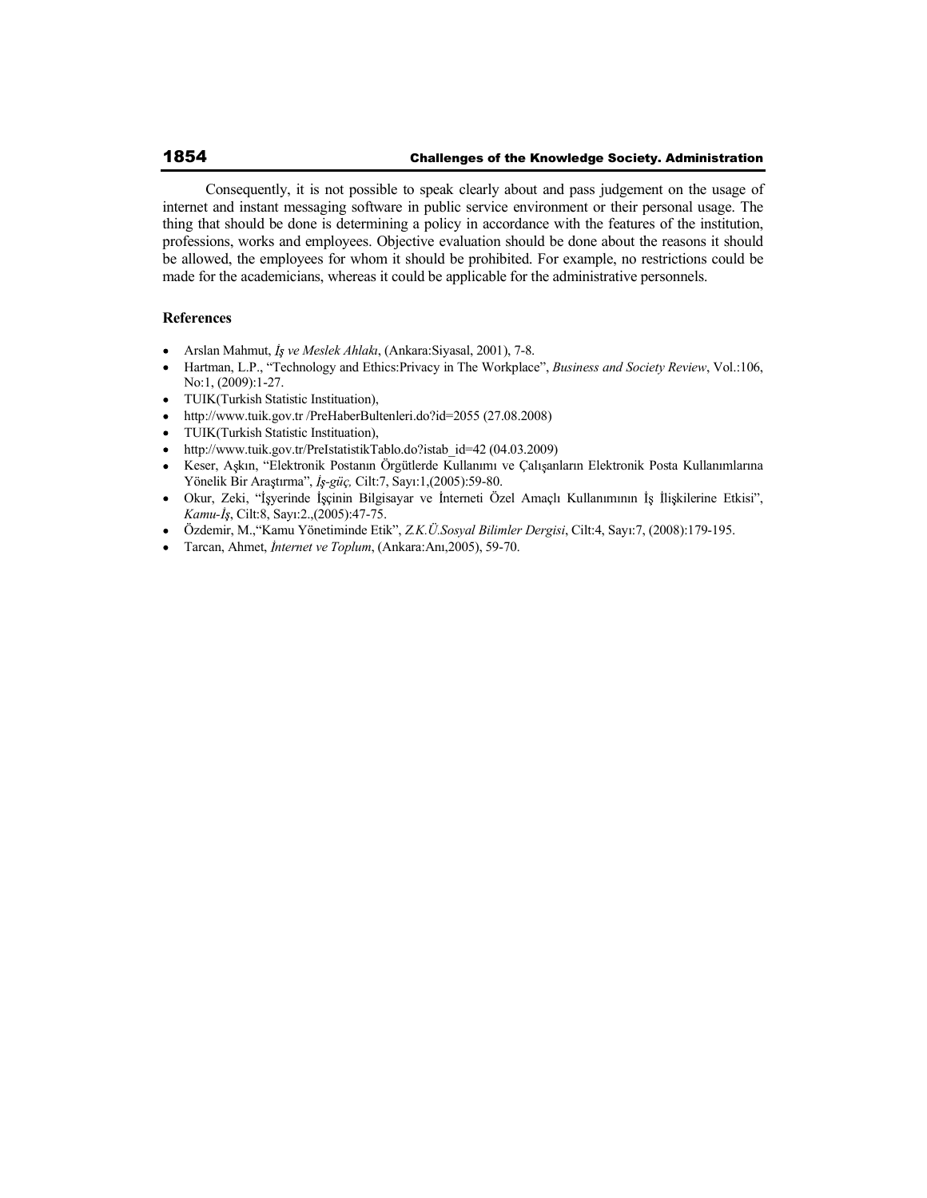Consequently, it is not possible to speak clearly about and pass judgement on the usage of internet and instant messaging software in public service environment or their personal usage. The thing that should be done is determining a policy in accordance with the features of the institution, professions, works and employees. Objective evaluation should be done about the reasons it should be allowed, the employees for whom it should be prohibited. For example, no restrictions could be made for the academicians, whereas it could be applicable for the administrative personnels.

**References**

- Arslan Mahmut, *İş ve Meslek Ahlakı*, (Ankara:Siyasal, 2001), 7-8.
- Hartman, L.P., "Technology and Ethics:Privacy in The Workplace", *Business and Society Review*, Vol.:106, No:1, (2009):1-27.
- TUIK(Turkish Statistic Instituation),
- http://www.tuik.gov.tr /PreHaberBultenleri.do?id=2055 (27.08.2008)
- TUIK(Turkish Statistic Instituation),
- http://www.tuik.gov.tr/PreIstatistikTablo.do?istab_id=42 (04.03.2009)
- Keser, Aşkın, "Elektronik Postanın Örgütlerde Kullanımı ve Çalışanların Elektronik Posta Kullanımlarına Yönelik Bir Araştırma", *İş-güç,* Cilt:7, Sayı:1,(2005):59-80.
- Okur, Zeki, "İşyerinde İşçinin Bilgisayar ve İnterneti Özel Amaçlı Kullanımının İş İlişkilerine Etkisi", *Kamu-İş*, Cilt:8, Sayı:2.,(2005):47-75.
- Özdemir, M.,"Kamu Yönetiminde Etik", *Z.K.Ü.Sosyal Bilimler Dergisi*, Cilt:4, Sayı:7, (2008):179-195.
- Tarcan, Ahmet, *İnternet ve Toplum*, (Ankara:Anı,2005), 59-70.